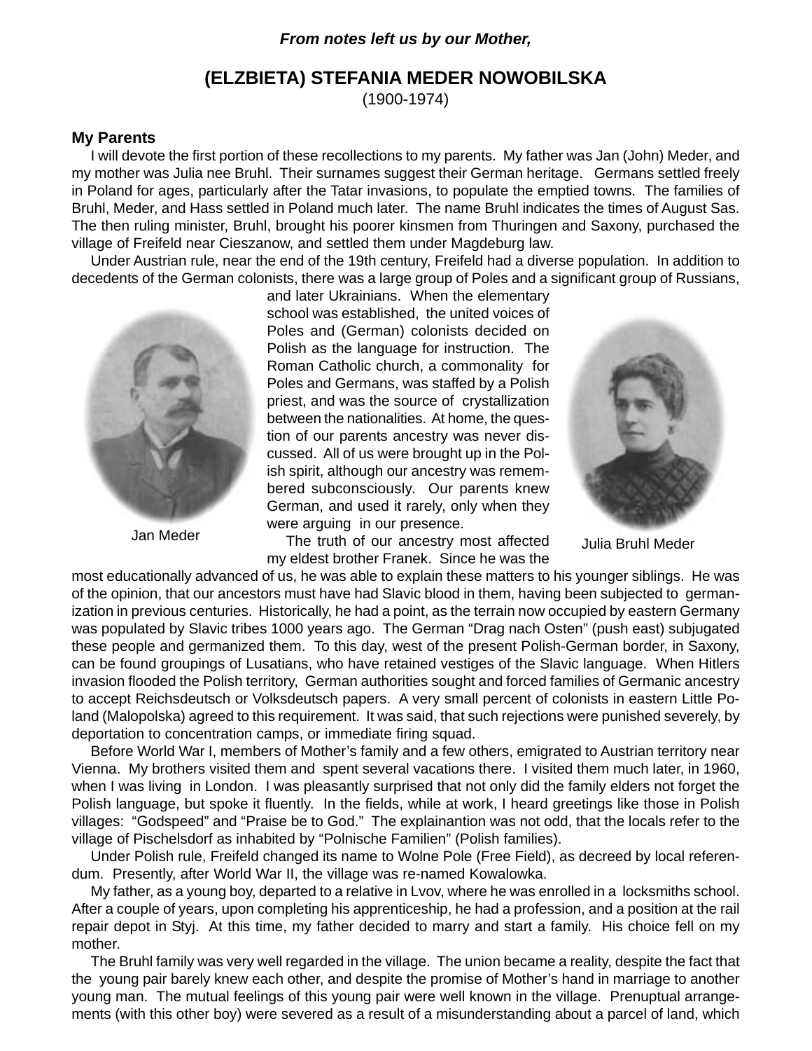*From notes left us by our Mother,*

# (ELZBIETA) STEFANIA MEDER NOWOBILSKA

(1900-1974)

## My Parents

I will devote the first portion of these recollections to my parents. My father was Jan (John) Meder, and my mother was Julia nee Bruhl. Their surnames suggest their German heritage. Germans settled freely in Poland for ages, particularly after the Tatar invasions, to populate the emptied towns. The families of Bruhl, Meder, and Hass settled in Poland much later. The name Bruhl indicates the times of August Sas. The then ruling minister, Bruhl, brought his poorer kinsmen from Thuringen and Saxony, purchased the village of Freifeld near Cieszanow, and settled them under Magdeburg law.

Under Austrian rule, near the end of the 19th century, Freifeld had a diverse population. In addition to decedents of the German colonists, there was a large group of Poles and a significant group of Russians, and later Ukrainians. When the elementary school was established, the united voices of Poles and (German) colonists decided on Polish as the language for instruction. The Roman Catholic church, a commonality for Poles and Germans, was staffed by a Polish priest, and was the source of crystallization between the nationalities. At home, the question of our parents ancestry was never discussed. All of us were brought up in the Polish spirit, although our ancestry was remembered subconsciously. Our parents knew German, and used it rarely, only when they were arguing in our presence.

Jan Meder

Julia Bruhl Meder

The truth of our ancestry most affected my eldest brother Franek. Since he was the most educationally advanced of us, he was able to explain these matters to his younger siblings. He was of the opinion, that our ancestors must have had Slavic blood in them, having been subjected to germanization in previous centuries. Historically, he had a point, as the terrain now occupied by eastern Germany was populated by Slavic tribes 1000 years ago. The German "Drag nach Osten" (push east) subjugated these people and germanized them. To this day, west of the present Polish-German border, in Saxony, can be found groupings of Lusatians, who have retained vestiges of the Slavic language. When Hitlers invasion flooded the Polish territory, German authorities sought and forced families of Germanic ancestry to accept Reichsdeutsch or Volksdeutsch papers. A very small percent of colonists in eastern Little Poland (Malopolska) agreed to this requirement. It was said, that such rejections were punished severely, by deportation to concentration camps, or immediate firing squad.

Before World War I, members of Mother's family and a few others, emigrated to Austrian territory near Vienna. My brothers visited them and spent several vacations there. I visited them much later, in 1960, when I was living in London. I was pleasantly surprised that not only did the family elders not forget the Polish language, but spoke it fluently. In the fields, while at work, I heard greetings like those in Polish villages: "Godspeed" and "Praise be to God." The explainantion was not odd, that the locals refer to the village of Pischelsdorf as inhabited by "Polnische Familien" (Polish families).

Under Polish rule, Freifeld changed its name to Wolne Pole (Free Field), as decreed by local referendum. Presently, after World War II, the village was re-named Kowalowka.

My father, as a young boy, departed to a relative in Lvov, where he was enrolled in a locksmiths school. After a couple of years, upon completing his apprenticeship, he had a profession, and a position at the rail repair depot in Styj. At this time, my father decided to marry and start a family. His choice fell on my mother.

The Bruhl family was very well regarded in the village. The union became a reality, despite the fact that the young pair barely knew each other, and despite the promise of Mother's hand in marriage to another young man. The mutual feelings of this young pair were well known in the village. Prenuptual arrangements (with this other boy) were severed as a result of a misunderstanding about a parcel of land, which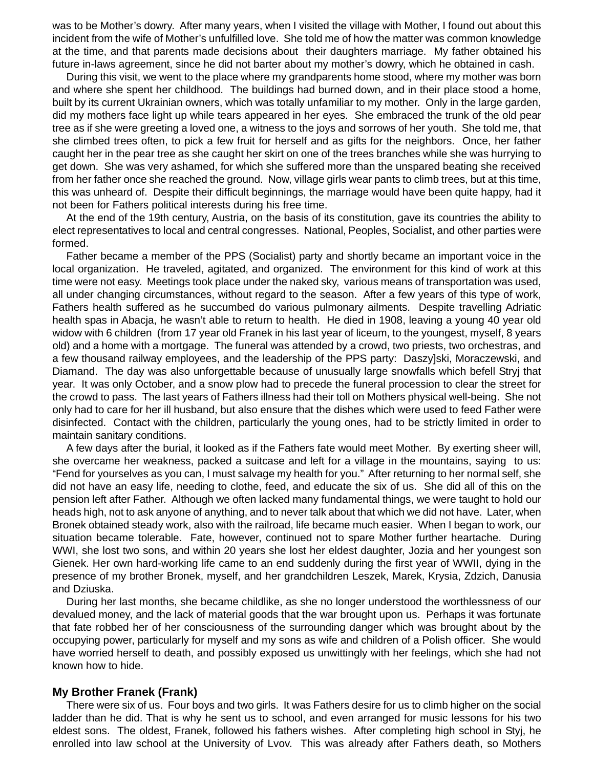was to be Mother’s dowry. After many years, when I visited the village with Mother, I found out about this incident from the wife of Mother’s unfulfilled love. She told me of how the matter was common knowledge at the time, and that parents made decisions about their daughters marriage. My father obtained his future in-laws agreement, since he did not barter about my mother’s dowry, which he obtained in cash.

During this visit, we went to the place where my grandparents home stood, where my mother was born and where she spent her childhood. The buildings had burned down, and in their place stood a home, built by its current Ukrainian owners, which was totally unfamiliar to my mother. Only in the large garden, did my mothers face light up while tears appeared in her eyes. She embraced the trunk of the old pear tree as if she were greeting a loved one, a witness to the joys and sorrows of her youth. She told me, that she climbed trees often, to pick a few fruit for herself and as gifts for the neighbors. Once, her father caught her in the pear tree as she caught her skirt on one of the trees branches while she was hurrying to get down. She was very ashamed, for which she suffered more than the unspared beating she received from her father once she reached the ground. Now, village girls wear pants to climb trees, but at this time, this was unheard of. Despite their difficult beginnings, the marriage would have been quite happy, had it not been for Fathers political interests during his free time.

At the end of the 19th century, Austria, on the basis of its constitution, gave its countries the ability to elect representatives to local and central congresses. National, Peoples, Socialist, and other parties were formed.

Father became a member of the PPS (Socialist) party and shortly became an important voice in the local organization. He traveled, agitated, and organized. The environment for this kind of work at this time were not easy. Meetings took place under the naked sky, various means of transportation was used, all under changing circumstances, without regard to the season. After a few years of this type of work, Fathers health suffered as he succumbed do various pulmonary ailments. Despite travelling Adriatic health spas in Abacja, he wasn’t able to return to health. He died in 1908, leaving a young 40 year old widow with 6 children (from 17 year old Franek in his last year of liceum, to the youngest, myself, 8 years old) and a home with a mortgage. The funeral was attended by a crowd, two priests, two orchestras, and a few thousand railway employees, and the leadership of the PPS party: Daszy]ski, Moraczewski, and Diamand. The day was also unforgettable because of unusually large snowfalls which befell Stryj that year. It was only October, and a snow plow had to precede the funeral procession to clear the street for the crowd to pass. The last years of Fathers illness had their toll on Mothers physical well-being. She not only had to care for her ill husband, but also ensure that the dishes which were used to feed Father were disinfected. Contact with the children, particularly the young ones, had to be strictly limited in order to maintain sanitary conditions.

A few days after the burial, it looked as if the Fathers fate would meet Mother. By exerting sheer will, she overcame her weakness, packed a suitcase and left for a village in the mountains, saying to us: “Fend for yourselves as you can, I must salvage my health for you.” After returning to her normal self, she did not have an easy life, needing to clothe, feed, and educate the six of us. She did all of this on the pension left after Father. Although we often lacked many fundamental things, we were taught to hold our heads high, not to ask anyone of anything, and to never talk about that which we did not have. Later, when Bronek obtained steady work, also with the railroad, life became much easier. When I began to work, our situation became tolerable. Fate, however, continued not to spare Mother further heartache. During WWI, she lost two sons, and within 20 years she lost her eldest daughter, Jozia and her youngest son Gienek. Her own hard-working life came to an end suddenly during the first year of WWII, dying in the presence of my brother Bronek, myself, and her grandchildren Leszek, Marek, Krysia, Zdzich, Danusia and Dziuska.

During her last months, she became childlike, as she no longer understood the worthlessness of our devalued money, and the lack of material goods that the war brought upon us. Perhaps it was fortunate that fate robbed her of her consciousness of the surrounding danger which was brought about by the occupying power, particularly for myself and my sons as wife and children of a Polish officer. She would have worried herself to death, and possibly exposed us unwittingly with her feelings, which she had not known how to hide.

### My Brother Franek (Frank)

There were six of us. Four boys and two girls. It was Fathers desire for us to climb higher on the social ladder than he did. That is why he sent us to school, and even arranged for music lessons for his two eldest sons. The oldest, Franek, followed his fathers wishes. After completing high school in Styj, he enrolled into law school at the University of Lvov. This was already after Fathers death, so Mothers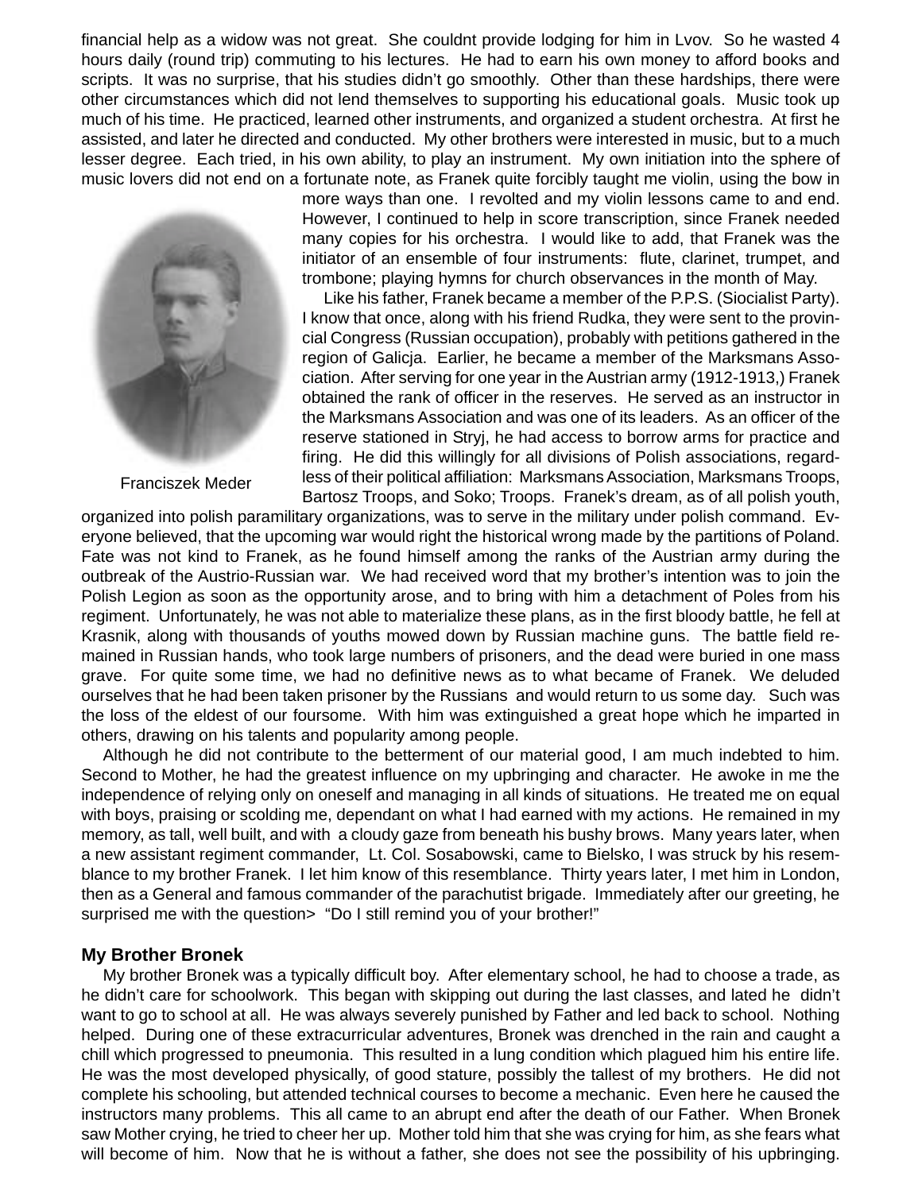financial help as a widow was not great. She couldnt provide lodging for him in Lvov. So he wasted 4 hours daily (round trip) commuting to his lectures. He had to earn his own money to afford books and scripts. It was no surprise, that his studies didn't go smoothly. Other than these hardships, there were other circumstances which did not lend themselves to supporting his educational goals. Music took up much of his time. He practiced, learned other instruments, and organized a student orchestra. At first he assisted, and later he directed and conducted. My other brothers were interested in music, but to a much lesser degree. Each tried, in his own ability, to play an instrument. My own initiation into the sphere of music lovers did not end on a fortunate note, as Franek quite forcibly taught me violin, using the bow in more ways than one. I revolted and my violin lessons came to and end. However, I continued to help in score transcription, since Franek needed many copies for his orchestra. I would like to add, that Franek was the initiator of an ensemble of four instruments: flute, clarinet, trumpet, and trombone; playing hymns for church observances in the month of May.

Franciszek Meder

Like his father, Franek became a member of the P.P.S. (Siocialist Party). I know that once, along with his friend Rudka, they were sent to the provincial Congress (Russian occupation), probably with petitions gathered in the region of Galicja. Earlier, he became a member of the Marksmans Association. After serving for one year in the Austrian army (1912-1913,) Franek obtained the rank of officer in the reserves. He served as an instructor in the Marksmans Association and was one of its leaders. As an officer of the reserve stationed in Stryj, he had access to borrow arms for practice and firing. He did this willingly for all divisions of Polish associations, regardless of their political affiliation: Marksmans Association, Marksmans Troops, Bartosz Troops, and Soko; Troops. Franek's dream, as of all polish youth, organized into polish paramilitary organizations, was to serve in the military under polish command. Everyone believed, that the upcoming war would right the historical wrong made by the partitions of Poland. Fate was not kind to Franek, as he found himself among the ranks of the Austrian army during the outbreak of the Austrio-Russian war. We had received word that my brother's intention was to join the Polish Legion as soon as the opportunity arose, and to bring with him a detachment of Poles from his regiment. Unfortunately, he was not able to materialize these plans, as in the first bloody battle, he fell at Krasnik, along with thousands of youths mowed down by Russian machine guns. The battle field remained in Russian hands, who took large numbers of prisoners, and the dead were buried in one mass grave. For quite some time, we had no definitive news as to what became of Franek. We deluded ourselves that he had been taken prisoner by the Russians and would return to us some day. Such was the loss of the eldest of our foursome. With him was extinguished a great hope which he imparted in others, drawing on his talents and popularity among people.

Although he did not contribute to the betterment of our material good, I am much indebted to him. Second to Mother, he had the greatest influence on my upbringing and character. He awoke in me the independence of relying only on oneself and managing in all kinds of situations. He treated me on equal with boys, praising or scolding me, dependant on what I had earned with my actions. He remained in my memory, as tall, well built, and with a cloudy gaze from beneath his bushy brows. Many years later, when a new assistant regiment commander, Lt. Col. Sosabowski, came to Bielsko, I was struck by his resemblance to my brother Franek. I let him know of this resemblance. Thirty years later, I met him in London, then as a General and famous commander of the parachutist brigade. Immediately after our greeting, he surprised me with the question> "Do I still remind you of your brother!"

### My Brother Bronek

My brother Bronek was a typically difficult boy. After elementary school, he had to choose a trade, as he didn't care for schoolwork. This began with skipping out during the last classes, and lated he didn't want to go to school at all. He was always severely punished by Father and led back to school. Nothing helped. During one of these extracurricular adventures, Bronek was drenched in the rain and caught a chill which progressed to pneumonia. This resulted in a lung condition which plagued him his entire life. He was the most developed physically, of good stature, possibly the tallest of my brothers. He did not complete his schooling, but attended technical courses to become a mechanic. Even here he caused the instructors many problems. This all came to an abrupt end after the death of our Father. When Bronek saw Mother crying, he tried to cheer her up. Mother told him that she was crying for him, as she fears what will become of him. Now that he is without a father, she does not see the possibility of his upbringing.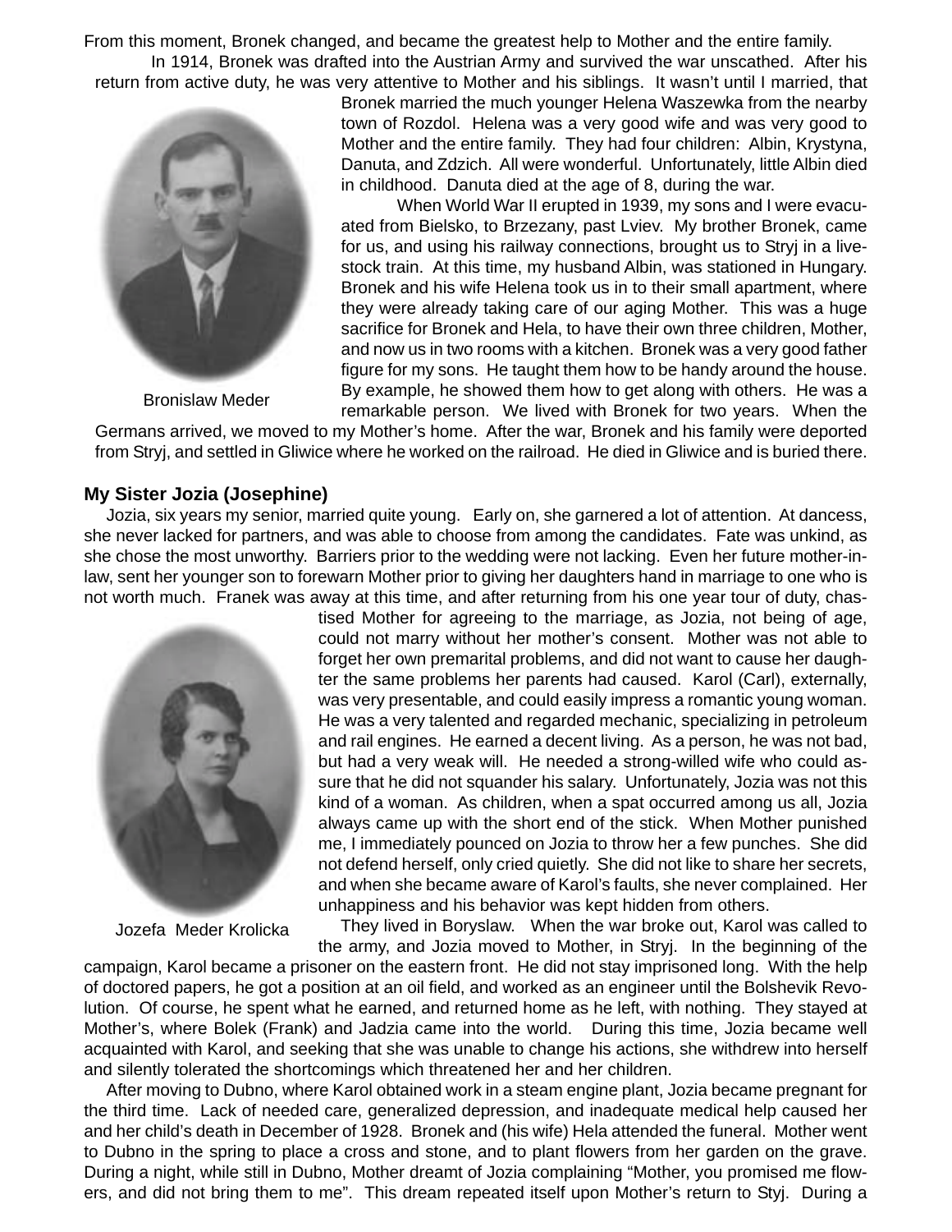From this moment, Bronek changed, and became the greatest help to Mother and the entire family.

In 1914, Bronek was drafted into the Austrian Army and survived the war unscathed. After his return from active duty, he was very attentive to Mother and his siblings. It wasn't until I married, that Bronek married the much younger Helena Waszewka from the nearby town of Rozdol. Helena was a very good wife and was very good to Mother and the entire family. They had four children: Albin, Krystyna, Danuta, and Zdzich. All were wonderful. Unfortunately, little Albin died in childhood. Danuta died at the age of 8, during the war.

Bronislaw Meder

When World War II erupted in 1939, my sons and I were evacuated from Bielsko, to Brzezany, past Lviev. My brother Bronek, came for us, and using his railway connections, brought us to Stryj in a livestock train. At this time, my husband Albin, was stationed in Hungary. Bronek and his wife Helena took us in to their small apartment, where they were already taking care of our aging Mother. This was a huge sacrifice for Bronek and Hela, to have their own three children, Mother, and now us in two rooms with a kitchen. Bronek was a very good father figure for my sons. He taught them how to be handy around the house. By example, he showed them how to get along with others. He was a remarkable person. We lived with Bronek for two years. When the Germans arrived, we moved to my Mother's home. After the war, Bronek and his family were deported from Stryj, and settled in Gliwice where he worked on the railroad. He died in Gliwice and is buried there.

### My Sister Jozia (Josephine)

Jozia, six years my senior, married quite young. Early on, she garnered a lot of attention. At dancess, she never lacked for partners, and was able to choose from among the candidates. Fate was unkind, as she chose the most unworthy. Barriers prior to the wedding were not lacking. Even her future mother-in-law, sent her younger son to forewarn Mother prior to giving her daughters hand in marriage to one who is not worth much. Franek was away at this time, and after returning from his one year tour of duty, chastised Mother for agreeing to the marriage, as Jozia, not being of age, could not marry without her mother's consent. Mother was not able to forget her own premarital problems, and did not want to cause her daughter the same problems her parents had caused. Karol (Carl), externally, was very presentable, and could easily impress a romantic young woman. He was a very talented and regarded mechanic, specializing in petroleum and rail engines. He earned a decent living. As a person, he was not bad, but had a very weak will. He needed a strong-willed wife who could assure that he did not squander his salary. Unfortunately, Jozia was not this kind of a woman. As children, when a spat occurred among us all, Jozia always came up with the short end of the stick. When Mother punished me, I immediately pounced on Jozia to throw her a few punches. She did not defend herself, only cried quietly. She did not like to share her secrets, and when she became aware of Karol's faults, she never complained. Her unhappiness and his behavior was kept hidden from others.

Jozefa Meder Krolicka

They lived in Boryslaw. When the war broke out, Karol was called to the army, and Jozia moved to Mother, in Stryj. In the beginning of the campaign, Karol became a prisoner on the eastern front. He did not stay imprisoned long. With the help of doctored papers, he got a position at an oil field, and worked as an engineer until the Bolshevik Revolution. Of course, he spent what he earned, and returned home as he left, with nothing. They stayed at Mother's, where Bolek (Frank) and Jadzia came into the world. During this time, Jozia became well acquainted with Karol, and seeking that she was unable to change his actions, she withdrew into herself and silently tolerated the shortcomings which threatened her and her children.

After moving to Dubno, where Karol obtained work in a steam engine plant, Jozia became pregnant for the third time. Lack of needed care, generalized depression, and inadequate medical help caused her and her child's death in December of 1928. Bronek and (his wife) Hela attended the funeral. Mother went to Dubno in the spring to place a cross and stone, and to plant flowers from her garden on the grave. During a night, while still in Dubno, Mother dreamt of Jozia complaining "Mother, you promised me flowers, and did not bring them to me". This dream repeated itself upon Mother's return to Styj. During a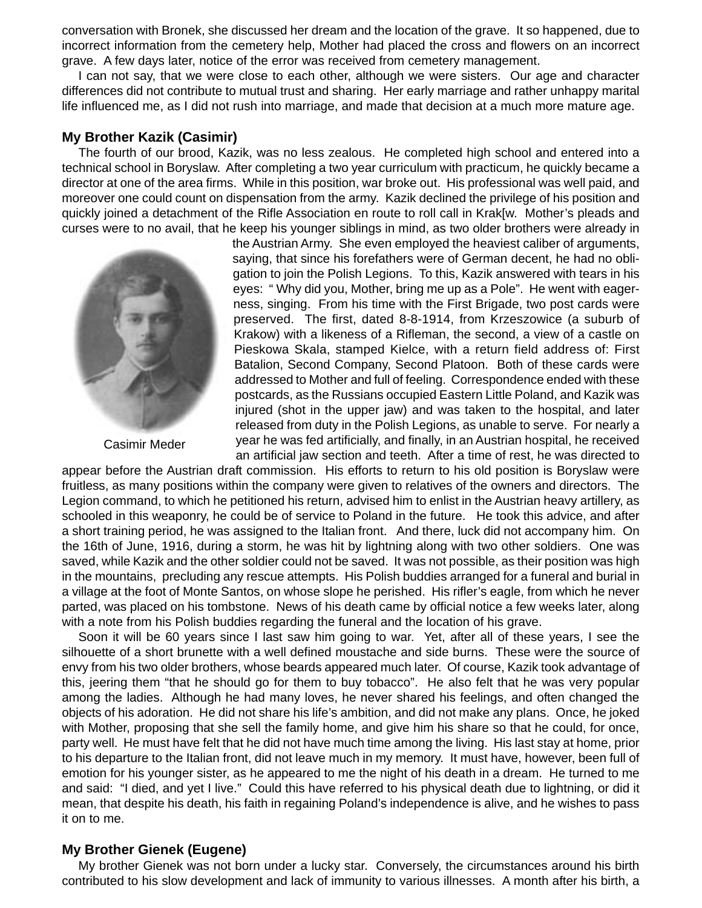conversation with Bronek, she discussed her dream and the location of the grave. It so happened, due to incorrect information from the cemetery help, Mother had placed the cross and flowers on an incorrect grave. A few days later, notice of the error was received from cemetery management.

I can not say, that we were close to each other, although we were sisters. Our age and character differences did not contribute to mutual trust and sharing. Her early marriage and rather unhappy marital life influenced me, as I did not rush into marriage, and made that decision at a much more mature age.

## My Brother Kazik (Casimir)

The fourth of our brood, Kazik, was no less zealous. He completed high school and entered into a technical school in Boryslaw. After completing a two year curriculum with practicum, he quickly became a director at one of the area firms. While in this position, war broke out. His professional was well paid, and moreover one could count on dispensation from the army. Kazik declined the privilege of his position and quickly joined a detachment of the Rifle Association en route to roll call in Krak[w. Mother's pleads and curses were to no avail, that he keep his younger siblings in mind, as two older brothers were already in the Austrian Army. She even employed the heaviest caliber of arguments, saying, that since his forefathers were of German decent, he had no obligation to join the Polish Legions. To this, Kazik answered with tears in his eyes: " Why did you, Mother, bring me up as a Pole". He went with eagerness, singing. From his time with the First Brigade, two post cards were preserved. The first, dated 8-8-1914, from Krzeszowice (a suburb of Krakow) with a likeness of a Rifleman, the second, a view of a castle on Pieskowa Skala, stamped Kielce, with a return field address of: First Batalion, Second Company, Second Platoon. Both of these cards were addressed to Mother and full of feeling. Correspondence ended with these postcards, as the Russians occupied Eastern Little Poland, and Kazik was injured (shot in the upper jaw) and was taken to the hospital, and later released from duty in the Polish Legions, as unable to serve. For nearly a year he was fed artificially, and finally, in an Austrian hospital, he received an artificial jaw section and teeth. After a time of rest, he was directed to appear before the Austrian draft commission. His efforts to return to his old position is Boryslaw were fruitless, as many positions within the company were given to relatives of the owners and directors. The Legion command, to which he petitioned his return, advised him to enlist in the Austrian heavy artillery, as schooled in this weaponry, he could be of service to Poland in the future. He took this advice, and after a short training period, he was assigned to the Italian front. And there, luck did not accompany him. On the 16th of June, 1916, during a storm, he was hit by lightning along with two other soldiers. One was saved, while Kazik and the other soldier could not be saved. It was not possible, as their position was high in the mountains, precluding any rescue attempts. His Polish buddies arranged for a funeral and burial in a village at the foot of Monte Santos, on whose slope he perished. His rifler's eagle, from which he never parted, was placed on his tombstone. News of his death came by official notice a few weeks later, along with a note from his Polish buddies regarding the funeral and the location of his grave.

Casimir Meder

Soon it will be 60 years since I last saw him going to war. Yet, after all of these years, I see the silhouette of a short brunette with a well defined moustache and side burns. These were the source of envy from his two older brothers, whose beards appeared much later. Of course, Kazik took advantage of this, jeering them "that he should go for them to buy tobacco". He also felt that he was very popular among the ladies. Although he had many loves, he never shared his feelings, and often changed the objects of his adoration. He did not share his life's ambition, and did not make any plans. Once, he joked with Mother, proposing that she sell the family home, and give him his share so that he could, for once, party well. He must have felt that he did not have much time among the living. His last stay at home, prior to his departure to the Italian front, did not leave much in my memory. It must have, however, been full of emotion for his younger sister, as he appeared to me the night of his death in a dream. He turned to me and said: "I died, and yet I live." Could this have referred to his physical death due to lightning, or did it mean, that despite his death, his faith in regaining Poland's independence is alive, and he wishes to pass it on to me.

## My Brother Gienek (Eugene)

My brother Gienek was not born under a lucky star. Conversely, the circumstances around his birth contributed to his slow development and lack of immunity to various illnesses. A month after his birth, a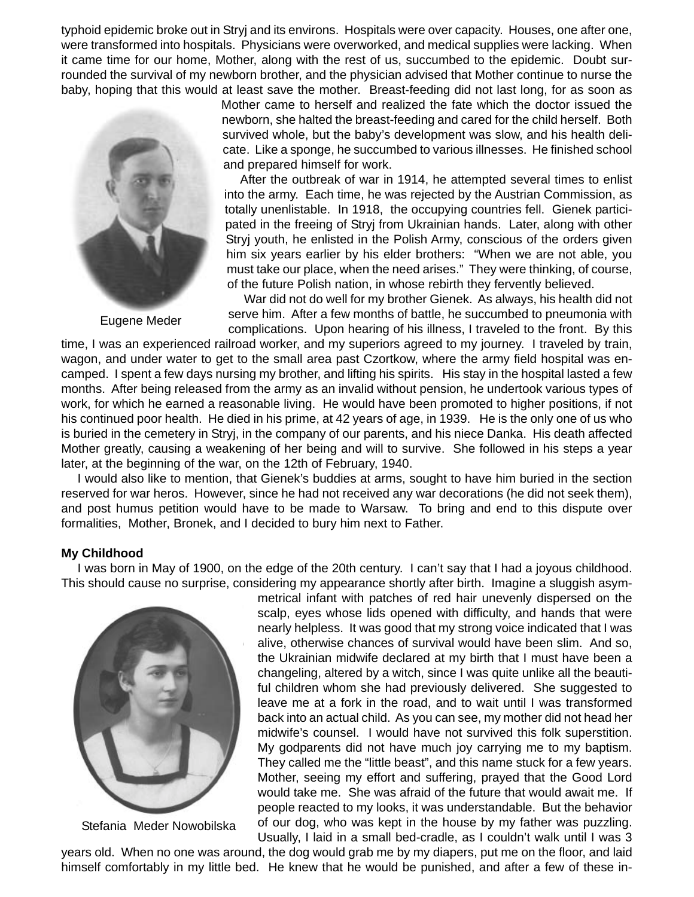typhoid epidemic broke out in Stryj and its environs. Hospitals were over capacity. Houses, one after one, were transformed into hospitals. Physicians were overworked, and medical supplies were lacking. When it came time for our home, Mother, along with the rest of us, succumbed to the epidemic. Doubt surrounded the survival of my newborn brother, and the physician advised that Mother continue to nurse the baby, hoping that this would at least save the mother. Breast-feeding did not last long, for as soon as Mother came to herself and realized the fate which the doctor issued the newborn, she halted the breast-feeding and cared for the child herself. Both survived whole, but the baby's development was slow, and his health delicate. Like a sponge, he succumbed to various illnesses. He finished school and prepared himself for work.

After the outbreak of war in 1914, he attempted several times to enlist into the army. Each time, he was rejected by the Austrian Commission, as totally unenlistable. In 1918, the occupying countries fell. Gienek participated in the freeing of Stryj from Ukrainian hands. Later, along with other Stryj youth, he enlisted in the Polish Army, conscious of the orders given him six years earlier by his elder brothers: "When we are not able, you must take our place, when the need arises." They were thinking, of course, of the future Polish nation, in whose rebirth they fervently believed.

Eugene Meder

War did not do well for my brother Gienek. As always, his health did not serve him. After a few months of battle, he succumbed to pneumonia with complications. Upon hearing of his illness, I traveled to the front. By this time, I was an experienced railroad worker, and my superiors agreed to my journey. I traveled by train, wagon, and under water to get to the small area past Czortkow, where the army field hospital was encamped. I spent a few days nursing my brother, and lifting his spirits. His stay in the hospital lasted a few months. After being released from the army as an invalid without pension, he undertook various types of work, for which he earned a reasonable living. He would have been promoted to higher positions, if not his continued poor health. He died in his prime, at 42 years of age, in 1939. He is the only one of us who is buried in the cemetery in Stryj, in the company of our parents, and his niece Danka. His death affected Mother greatly, causing a weakening of her being and will to survive. She followed in his steps a year later, at the beginning of the war, on the 12th of February, 1940.

I would also like to mention, that Gienek's buddies at arms, sought to have him buried in the section reserved for war heros. However, since he had not received any war decorations (he did not seek them), and post humus petition would have to be made to Warsaw. To bring and end to this dispute over formalities, Mother, Bronek, and I decided to bury him next to Father.

**My Childhood**

I was born in May of 1900, on the edge of the 20th century. I can't say that I had a joyous childhood. This should cause no surprise, considering my appearance shortly after birth. Imagine a sluggish asymmetrical infant with patches of red hair unevenly dispersed on the scalp, eyes whose lids opened with difficulty, and hands that were nearly helpless. It was good that my strong voice indicated that I was alive, otherwise chances of survival would have been slim. And so, the Ukrainian midwife declared at my birth that I must have been a changeling, altered by a witch, since I was quite unlike all the beautiful children whom she had previously delivered. She suggested to leave me at a fork in the road, and to wait until I was transformed back into an actual child. As you can see, my mother did not head her midwife's counsel. I would have not survived this folk superstition. My godparents did not have much joy carrying me to my baptism. They called me the "little beast", and this name stuck for a few years. Mother, seeing my effort and suffering, prayed that the Good Lord would take me. She was afraid of the future that would await me. If people reacted to my looks, it was understandable. But the behavior of our dog, who was kept in the house by my father was puzzling. Usually, I laid in a small bed-cradle, as I couldn't walk until I was 3 years old. When no one was around, the dog would grab me by my diapers, put me on the floor, and laid himself comfortably in my little bed. He knew that he would be punished, and after a few of these in-

Stefania Meder Nowobilska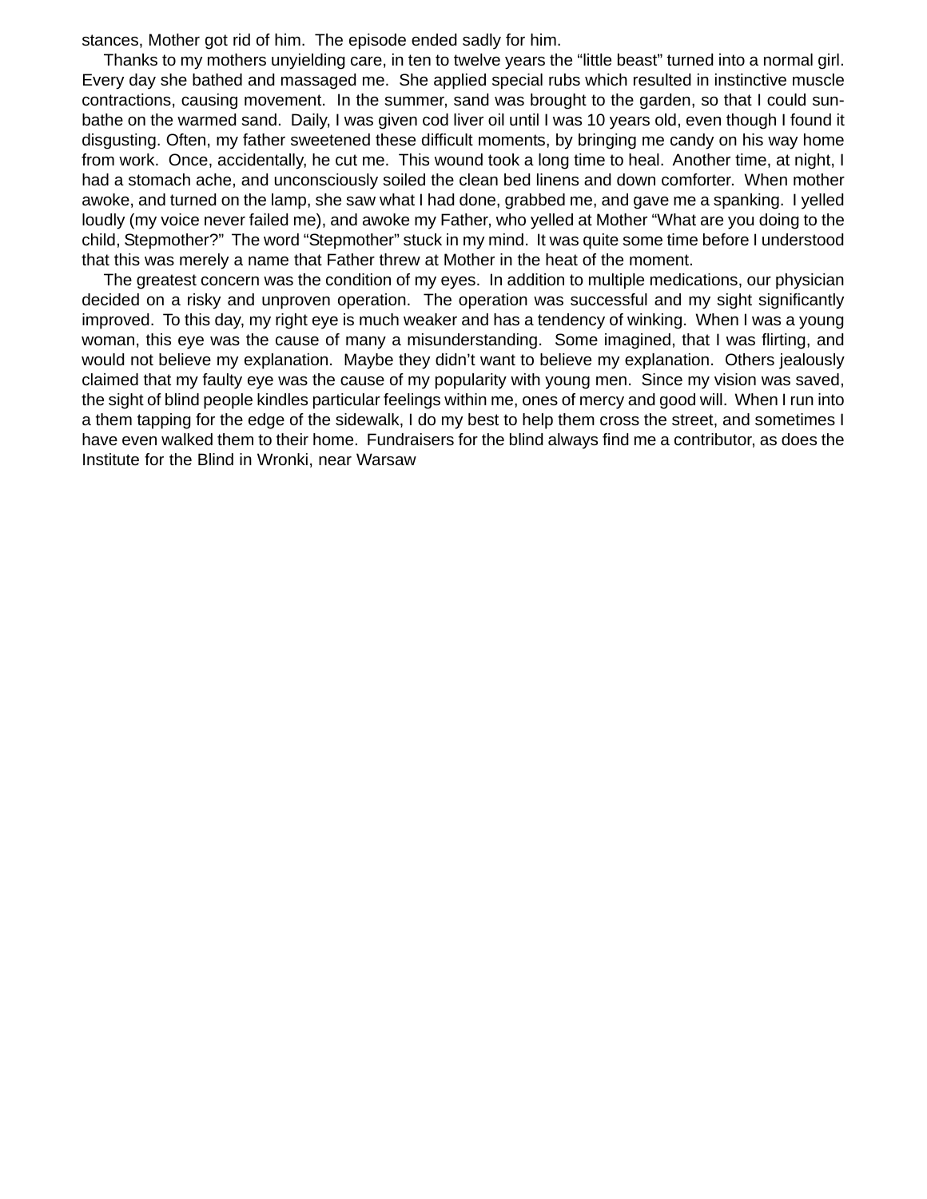stances, Mother got rid of him. The episode ended sadly for him.

Thanks to my mothers unyielding care, in ten to twelve years the “little beast” turned into a normal girl. Every day she bathed and massaged me. She applied special rubs which resulted in instinctive muscle contractions, causing movement. In the summer, sand was brought to the garden, so that I could sunbathe on the warmed sand. Daily, I was given cod liver oil until I was 10 years old, even though I found it disgusting. Often, my father sweetened these difficult moments, by bringing me candy on his way home from work. Once, accidentally, he cut me. This wound took a long time to heal. Another time, at night, I had a stomach ache, and unconsciously soiled the clean bed linens and down comforter. When mother awoke, and turned on the lamp, she saw what I had done, grabbed me, and gave me a spanking. I yelled loudly (my voice never failed me), and awoke my Father, who yelled at Mother “What are you doing to the child, Stepmother?” The word “Stepmother” stuck in my mind. It was quite some time before I understood that this was merely a name that Father threw at Mother in the heat of the moment.

The greatest concern was the condition of my eyes. In addition to multiple medications, our physician decided on a risky and unproven operation. The operation was successful and my sight significantly improved. To this day, my right eye is much weaker and has a tendency of winking. When I was a young woman, this eye was the cause of many a misunderstanding. Some imagined, that I was flirting, and would not believe my explanation. Maybe they didn’t want to believe my explanation. Others jealously claimed that my faulty eye was the cause of my popularity with young men. Since my vision was saved, the sight of blind people kindles particular feelings within me, ones of mercy and good will. When I run into a them tapping for the edge of the sidewalk, I do my best to help them cross the street, and sometimes I have even walked them to their home. Fundraisers for the blind always find me a contributor, as does the Institute for the Blind in Wronki, near Warsaw